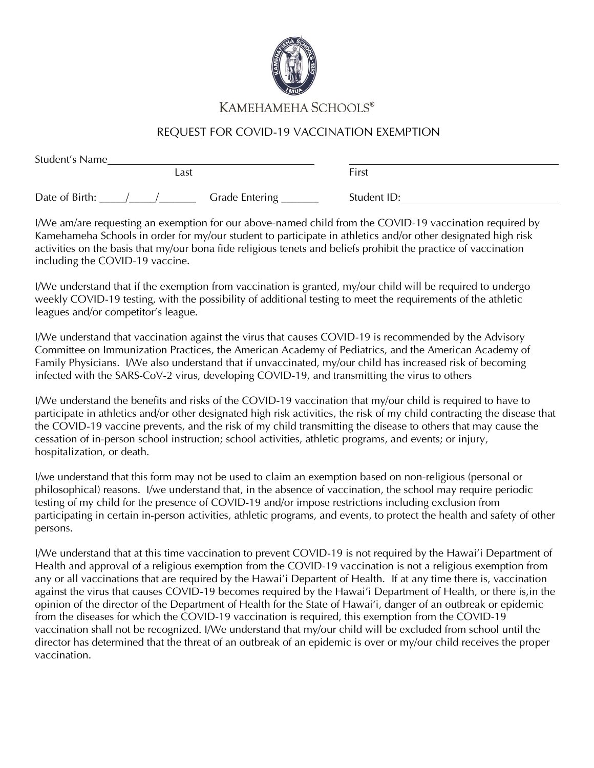KAMEHAMEHA SCHOOLS®

# REQUEST FOR COVID-19 VACCINATION EXEMPTION

Student's Name______________________________ ______________________________
Last First

Date of Birth: _____/_____/_______ Grade Entering _______ Student ID:______________________

I/We am/are requesting an exemption for our above-named child from the COVID-19 vaccination required by Kamehameha Schools in order for my/our student to participate in athletics and/or other designated high risk activities on the basis that my/our bona fide religious tenets and beliefs prohibit the practice of vaccination including the COVID-19 vaccine.

I/We understand that if the exemption from vaccination is granted, my/our child will be required to undergo weekly COVID-19 testing, with the possibility of additional testing to meet the requirements of the athletic leagues and/or competitor's league.

I/We understand that vaccination against the virus that causes COVID-19 is recommended by the Advisory Committee on Immunization Practices, the American Academy of Pediatrics, and the American Academy of Family Physicians. I/We also understand that if unvaccinated, my/our child has increased risk of becoming infected with the SARS-CoV-2 virus, developing COVID-19, and transmitting the virus to others

I/We understand the benefits and risks of the COVID-19 vaccination that my/our child is required to have to participate in athletics and/or other designated high risk activities, the risk of my child contracting the disease that the COVID-19 vaccine prevents, and the risk of my child transmitting the disease to others that may cause the cessation of in-person school instruction; school activities, athletic programs, and events; or injury, hospitalization, or death.

I/we understand that this form may not be used to claim an exemption based on non-religious (personal or philosophical) reasons. I/we understand that, in the absence of vaccination, the school may require periodic testing of my child for the presence of COVID-19 and/or impose restrictions including exclusion from participating in certain in-person activities, athletic programs, and events, to protect the health and safety of other persons.

I/We understand that at this time vaccination to prevent COVID-19 is not required by the Hawai'i Department of Health and approval of a religious exemption from the COVID-19 vaccination is not a religious exemption from any or all vaccinations that are required by the Hawai'i Depatent of Health. If at any time there is, vaccination against the virus that causes COVID-19 becomes required by the Hawai'i Department of Health, or there is,in the opinion of the director of the Department of Health for the State of Hawai'i, danger of an outbreak or epidemic from the diseases for which the COVID-19 vaccination is required, this exemption from the COVID-19 vaccination shall not be recognized. I/We understand that my/our child will be excluded from school until the director has determined that the threat of an outbreak of an epidemic is over or my/our child receives the proper vaccination.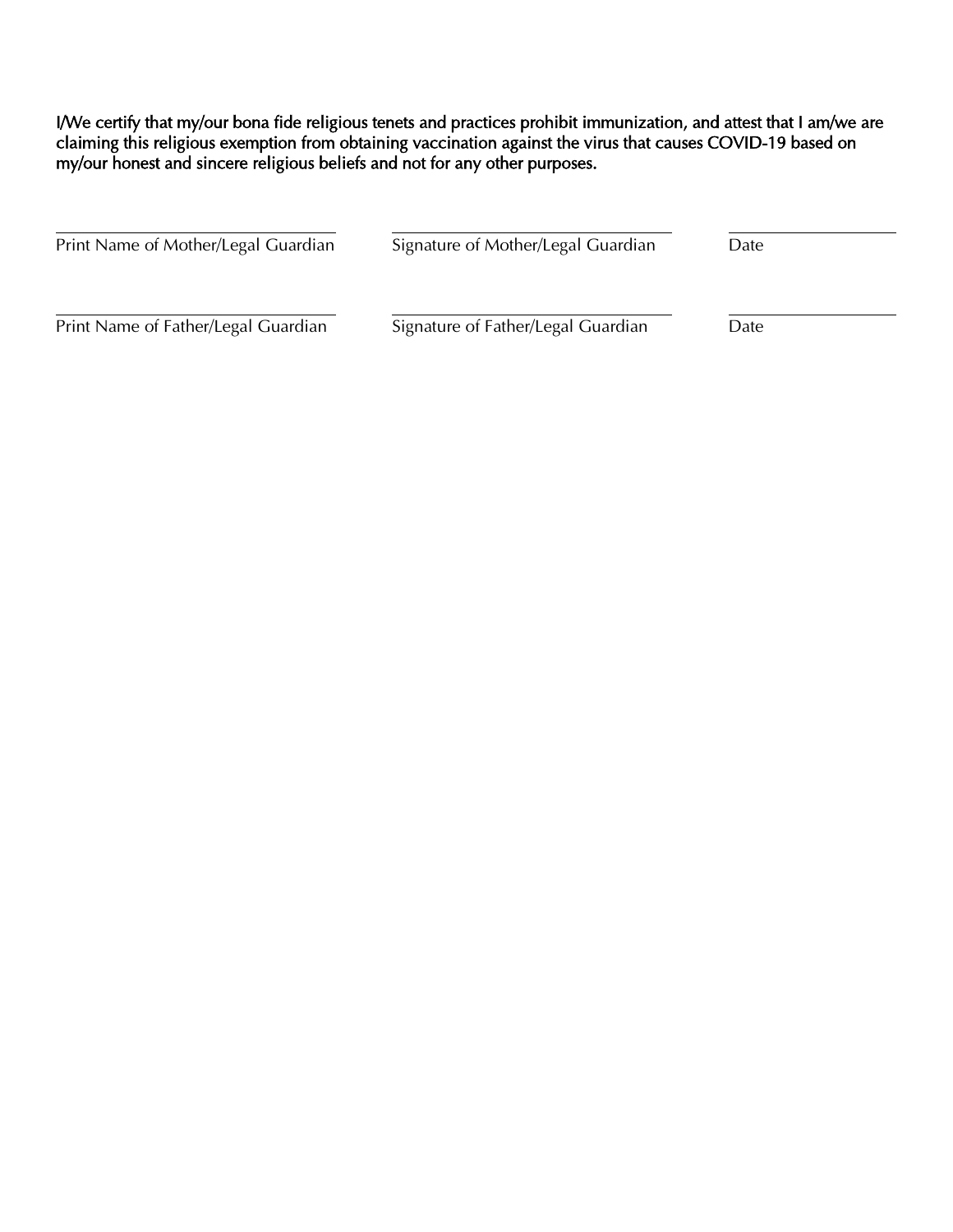**I/We certify that my/our bona fide religious tenets and practices prohibit immunization, and attest that I am/we are claiming this religious exemption from obtaining vaccination against the virus that causes COVID-19 based on my/our honest and sincere religious beliefs and not for any other purposes.**

| | | |
|---|---|---|
| ______________________________ | ______________________________ | __________________ |
| Print Name of Mother/Legal Guardian | Signature of Mother/Legal Guardian | Date |
| ______________________________ | ______________________________ | __________________ |
| Print Name of Father/Legal Guardian | Signature of Father/Legal Guardian | Date |